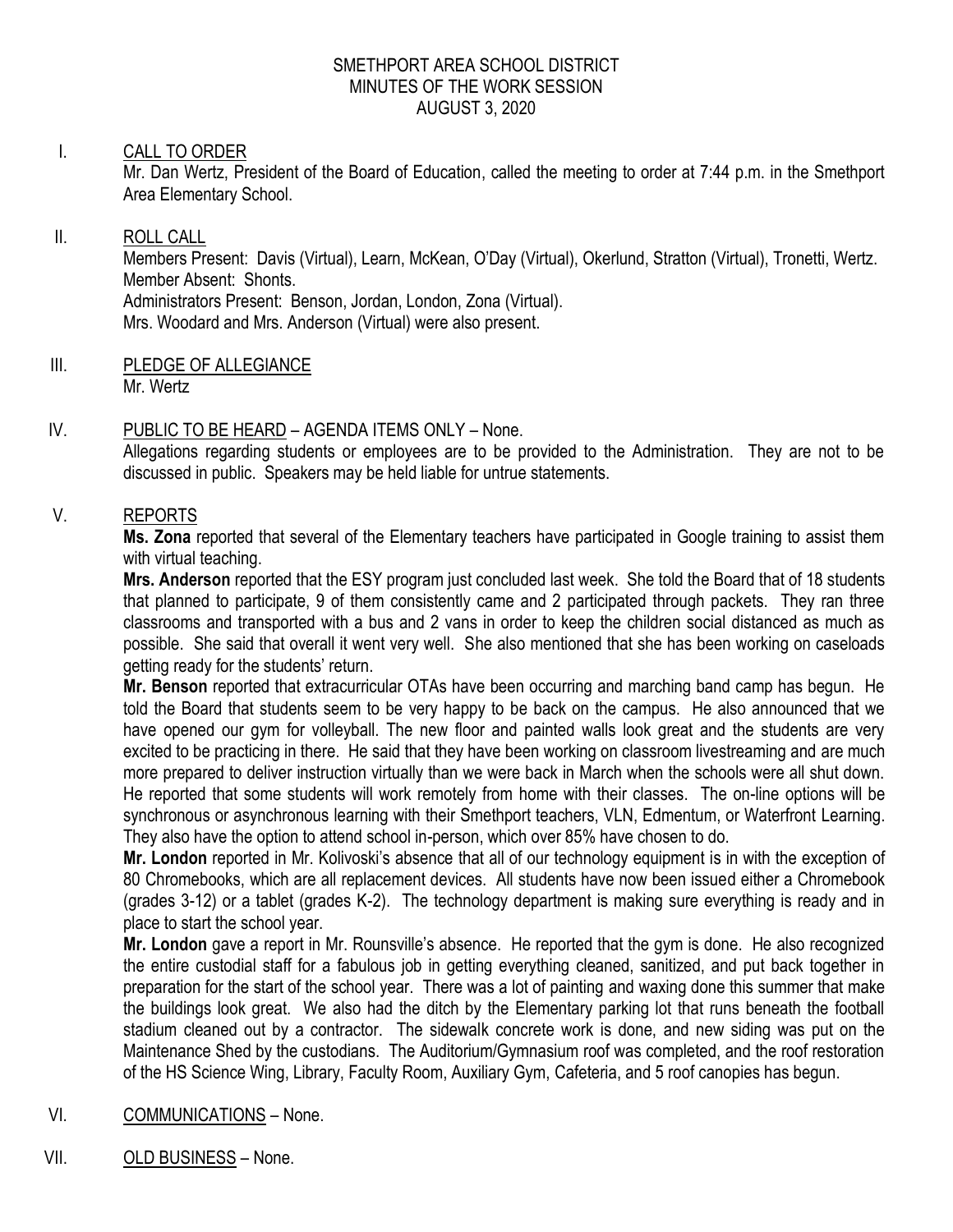# SMETHPORT AREA SCHOOL DISTRICT
## MINUTES OF THE WORK SESSION
## AUGUST 3, 2020

I. CALL TO ORDER

Mr. Dan Wertz, President of the Board of Education, called the meeting to order at 7:44 p.m. in the Smethport Area Elementary School.

II. ROLL CALL

Members Present: Davis (Virtual), Learn, McKean, O'Day (Virtual), Okerlund, Stratton (Virtual), Tronetti, Wertz.
Member Absent: Shonts.
Administrators Present: Benson, Jordan, London, Zona (Virtual).
Mrs. Woodard and Mrs. Anderson (Virtual) were also present.

III. PLEDGE OF ALLEGIANCE

Mr. Wertz

IV. PUBLIC TO BE HEARD – AGENDA ITEMS ONLY – None.

Allegations regarding students or employees are to be provided to the Administration. They are not to be discussed in public. Speakers may be held liable for untrue statements.

V. REPORTS

**Ms. Zona** reported that several of the Elementary teachers have participated in Google training to assist them with virtual teaching.

**Mrs. Anderson** reported that the ESY program just concluded last week. She told the Board that of 18 students that planned to participate, 9 of them consistently came and 2 participated through packets. They ran three classrooms and transported with a bus and 2 vans in order to keep the children social distanced as much as possible. She said that overall it went very well. She also mentioned that she has been working on caseloads getting ready for the students' return.

**Mr. Benson** reported that extracurricular OTAs have been occurring and marching band camp has begun. He told the Board that students seem to be very happy to be back on the campus. He also announced that we have opened our gym for volleyball. The new floor and painted walls look great and the students are very excited to be practicing in there. He said that they have been working on classroom livestreaming and are much more prepared to deliver instruction virtually than we were back in March when the schools were all shut down. He reported that some students will work remotely from home with their classes. The on-line options will be synchronous or asynchronous learning with their Smethport teachers, VLN, Edmentum, or Waterfront Learning. They also have the option to attend school in-person, which over 85% have chosen to do.

**Mr. London** reported in Mr. Kolivoski's absence that all of our technology equipment is in with the exception of 80 Chromebooks, which are all replacement devices. All students have now been issued either a Chromebook (grades 3-12) or a tablet (grades K-2). The technology department is making sure everything is ready and in place to start the school year.

**Mr. London** gave a report in Mr. Rounsville's absence. He reported that the gym is done. He also recognized the entire custodial staff for a fabulous job in getting everything cleaned, sanitized, and put back together in preparation for the start of the school year. There was a lot of painting and waxing done this summer that make the buildings look great. We also had the ditch by the Elementary parking lot that runs beneath the football stadium cleaned out by a contractor. The sidewalk concrete work is done, and new siding was put on the Maintenance Shed by the custodians. The Auditorium/Gymnasium roof was completed, and the roof restoration of the HS Science Wing, Library, Faculty Room, Auxiliary Gym, Cafeteria, and 5 roof canopies has begun.

VI. COMMUNICATIONS – None.

VII. OLD BUSINESS – None.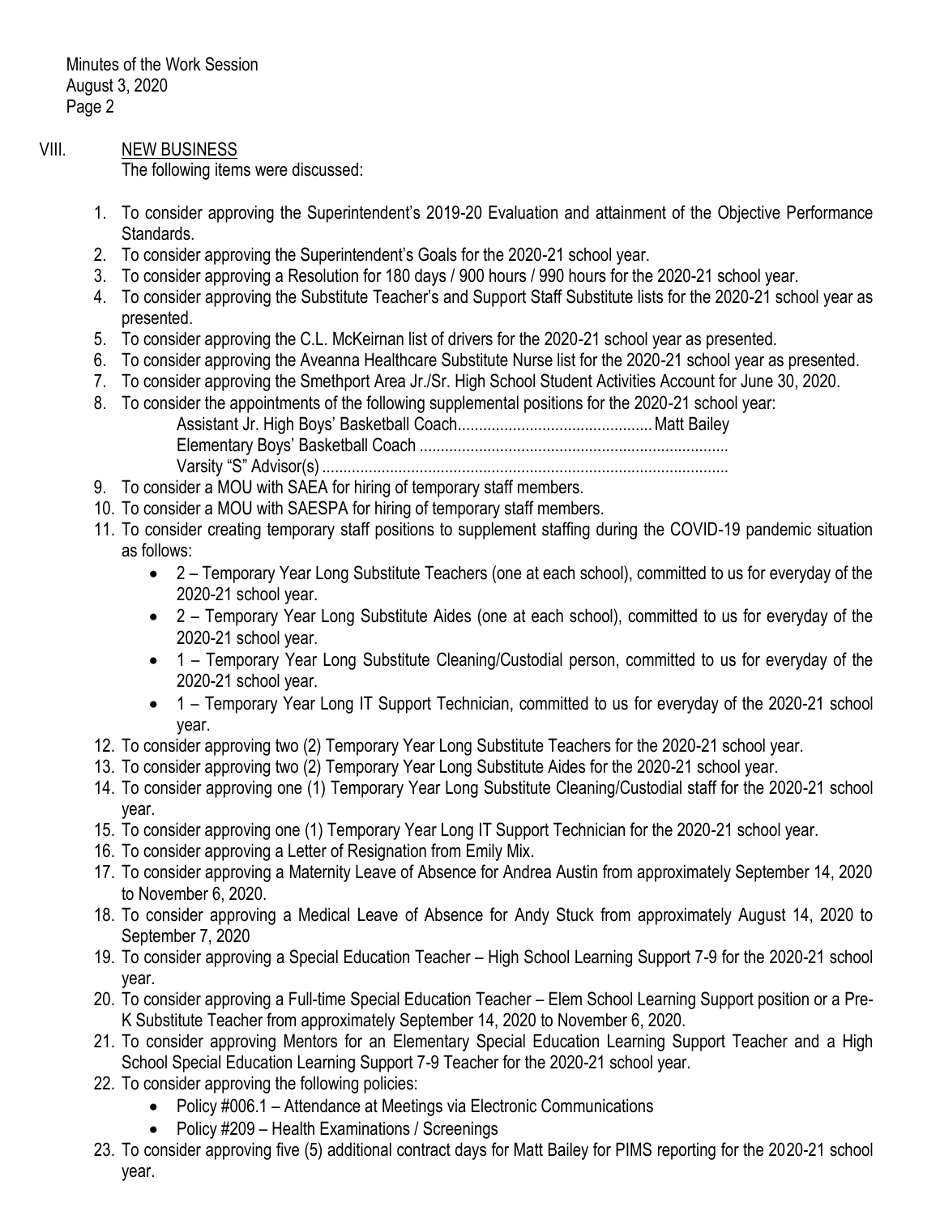Minutes of the Work Session
August 3, 2020
Page 2

VIII. NEW BUSINESS

The following items were discussed:

1. To consider approving the Superintendent's 2019-20 Evaluation and attainment of the Objective Performance Standards.
2. To consider approving the Superintendent's Goals for the 2020-21 school year.
3. To consider approving a Resolution for 180 days / 900 hours / 990 hours for the 2020-21 school year.
4. To consider approving the Substitute Teacher's and Support Staff Substitute lists for the 2020-21 school year as presented.
5. To consider approving the C.L. McKeirnan list of drivers for the 2020-21 school year as presented.
6. To consider approving the Aveanna Healthcare Substitute Nurse list for the 2020-21 school year as presented.
7. To consider approving the Smethport Area Jr./Sr. High School Student Activities Account for June 30, 2020.
8. To consider the appointments of the following supplemental positions for the 2020-21 school year:

   Assistant Jr. High Boys' Basketball Coach............................................. Matt Bailey
   Elementary Boys' Basketball Coach ........................................................................
   Varsity "S" Advisor(s) ...............................................................................................

9. To consider a MOU with SAEA for hiring of temporary staff members.
10. To consider a MOU with SAESPA for hiring of temporary staff members.
11. To consider creating temporary staff positions to supplement staffing during the COVID-19 pandemic situation as follows:
    - 2 – Temporary Year Long Substitute Teachers (one at each school), committed to us for everyday of the 2020-21 school year.
    - 2 – Temporary Year Long Substitute Aides (one at each school), committed to us for everyday of the 2020-21 school year.
    - 1 – Temporary Year Long Substitute Cleaning/Custodial person, committed to us for everyday of the 2020-21 school year.
    - 1 – Temporary Year Long IT Support Technician, committed to us for everyday of the 2020-21 school year.
12. To consider approving two (2) Temporary Year Long Substitute Teachers for the 2020-21 school year.
13. To consider approving two (2) Temporary Year Long Substitute Aides for the 2020-21 school year.
14. To consider approving one (1) Temporary Year Long Substitute Cleaning/Custodial staff for the 2020-21 school year.
15. To consider approving one (1) Temporary Year Long IT Support Technician for the 2020-21 school year.
16. To consider approving a Letter of Resignation from Emily Mix.
17. To consider approving a Maternity Leave of Absence for Andrea Austin from approximately September 14, 2020 to November 6, 2020.
18. To consider approving a Medical Leave of Absence for Andy Stuck from approximately August 14, 2020 to September 7, 2020
19. To consider approving a Special Education Teacher – High School Learning Support 7-9 for the 2020-21 school year.
20. To consider approving a Full-time Special Education Teacher – Elem School Learning Support position or a Pre-K Substitute Teacher from approximately September 14, 2020 to November 6, 2020.
21. To consider approving Mentors for an Elementary Special Education Learning Support Teacher and a High School Special Education Learning Support 7-9 Teacher for the 2020-21 school year.
22. To consider approving the following policies:
    - Policy #006.1 – Attendance at Meetings via Electronic Communications
    - Policy #209 – Health Examinations / Screenings
23. To consider approving five (5) additional contract days for Matt Bailey for PIMS reporting for the 2020-21 school year.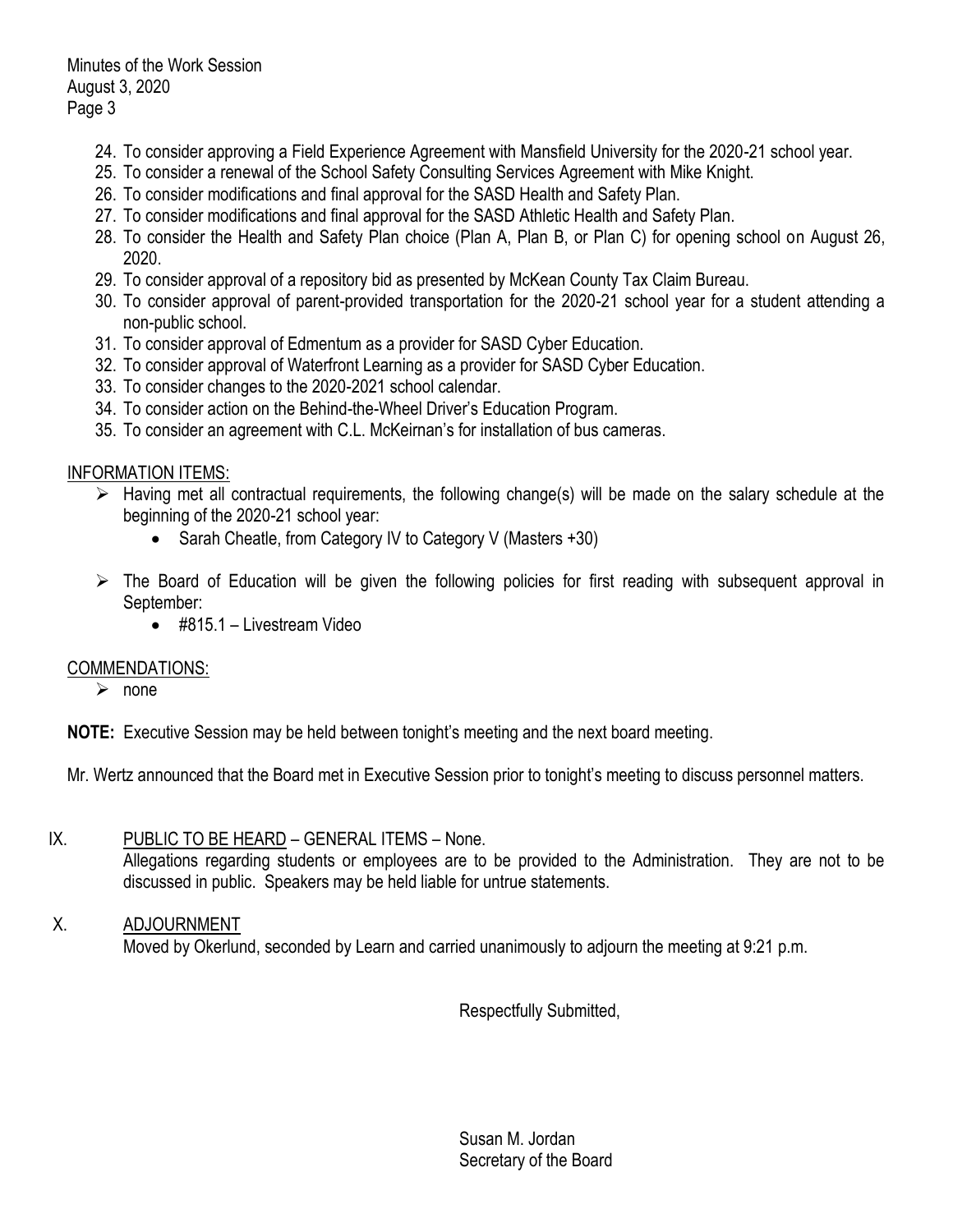24. To consider approving a Field Experience Agreement with Mansfield University for the 2020-21 school year.
25. To consider a renewal of the School Safety Consulting Services Agreement with Mike Knight.
26. To consider modifications and final approval for the SASD Health and Safety Plan.
27. To consider modifications and final approval for the SASD Athletic Health and Safety Plan.
28. To consider the Health and Safety Plan choice (Plan A, Plan B, or Plan C) for opening school on August 26, 2020.
29. To consider approval of a repository bid as presented by McKean County Tax Claim Bureau.
30. To consider approval of parent-provided transportation for the 2020-21 school year for a student attending a non-public school.
31. To consider approval of Edmentum as a provider for SASD Cyber Education.
32. To consider approval of Waterfront Learning as a provider for SASD Cyber Education.
33. To consider changes to the 2020-2021 school calendar.
34. To consider action on the Behind-the-Wheel Driver's Education Program.
35. To consider an agreement with C.L. McKeirnan's for installation of bus cameras.

INFORMATION ITEMS:

- Having met all contractual requirements, the following change(s) will be made on the salary schedule at the beginning of the 2020-21 school year:
  - Sarah Cheatle, from Category IV to Category V (Masters +30)
- The Board of Education will be given the following policies for first reading with subsequent approval in September:
  - #815.1 – Livestream Video

COMMENDATIONS:

- none

**NOTE:** Executive Session may be held between tonight's meeting and the next board meeting.

Mr. Wertz announced that the Board met in Executive Session prior to tonight's meeting to discuss personnel matters.

IX. PUBLIC TO BE HEARD – GENERAL ITEMS – None.

Allegations regarding students or employees are to be provided to the Administration. They are not to be discussed in public. Speakers may be held liable for untrue statements.

X. ADJOURNMENT

Moved by Okerlund, seconded by Learn and carried unanimously to adjourn the meeting at 9:21 p.m.

Respectfully Submitted,

Susan M. Jordan
Secretary of the Board